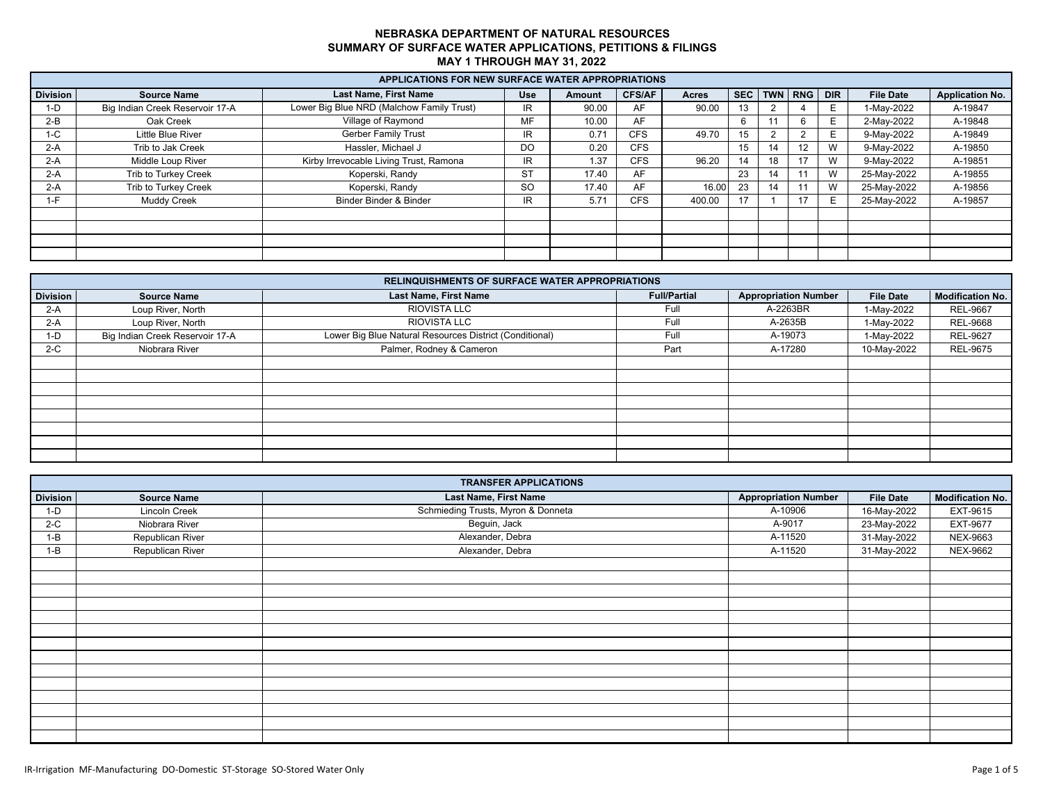# NEBRASKA DEPARTMENT OF NATURAL RESOURCES
## SUMMARY OF SURFACE WATER APPLICATIONS, PETITIONS & FILINGS
### MAY 1 THROUGH MAY 31, 2022

**APPLICATIONS FOR NEW SURFACE WATER APPROPRIATIONS**

| Division | Source Name | Last Name, First Name | Use | Amount | CFS/AF | Acres | SEC | TWN | RNG | DIR | File Date | Application No. |
|---|---|---|---|---|---|---|---|---|---|---|---|---|
| 1-D | Big Indian Creek Reservoir 17-A | Lower Big Blue NRD (Malchow Family Trust) | IR | 90.00 | AF | 90.00 | 13 | 2 | 4 | E | 1-May-2022 | A-19847 |
| 2-B | Oak Creek | Village of Raymond | MF | 10.00 | AF | | 6 | 11 | 6 | E | 2-May-2022 | A-19848 |
| 1-C | Little Blue River | Gerber Family Trust | IR | 0.71 | CFS | 49.70 | 15 | 2 | 2 | E | 9-May-2022 | A-19849 |
| 2-A | Trib to Jak Creek | Hassler, Michael J | DO | 0.20 | CFS | | 15 | 14 | 12 | W | 9-May-2022 | A-19850 |
| 2-A | Middle Loup River | Kirby Irrevocable Living Trust, Ramona | IR | 1.37 | CFS | 96.20 | 14 | 18 | 17 | W | 9-May-2022 | A-19851 |
| 2-A | Trib to Turkey Creek | Koperski, Randy | ST | 17.40 | AF | | 23 | 14 | 11 | W | 25-May-2022 | A-19855 |
| 2-A | Trib to Turkey Creek | Koperski, Randy | SO | 17.40 | AF | 16.00 | 23 | 14 | 11 | W | 25-May-2022 | A-19856 |
| 1-F | Muddy Creek | Binder Binder & Binder | IR | 5.71 | CFS | 400.00 | 17 | 1 | 17 | E | 25-May-2022 | A-19857 |

**RELINQUISHMENTS OF SURFACE WATER APPROPRIATIONS**

| Division | Source Name | Last Name, First Name | Full/Partial | Appropriation Number | File Date | Modification No. |
|---|---|---|---|---|---|---|
| 2-A | Loup River, North | RIOVISTA LLC | Full | A-2263BR | 1-May-2022 | REL-9667 |
| 2-A | Loup River, North | RIOVISTA LLC | Full | A-2635B | 1-May-2022 | REL-9668 |
| 1-D | Big Indian Creek Reservoir 17-A | Lower Big Blue Natural Resources District (Conditional) | Full | A-19073 | 1-May-2022 | REL-9627 |
| 2-C | Niobrara River | Palmer, Rodney & Cameron | Part | A-17280 | 10-May-2022 | REL-9675 |

**TRANSFER APPLICATIONS**

| Division | Source Name | Last Name, First Name | Appropriation Number | File Date | Modification No. |
|---|---|---|---|---|---|
| 1-D | Lincoln Creek | Schmieding Trusts, Myron & Donneta | A-10906 | 16-May-2022 | EXT-9615 |
| 2-C | Niobrara River | Beguin, Jack | A-9017 | 23-May-2022 | EXT-9677 |
| 1-B | Republican River | Alexander, Debra | A-11520 | 31-May-2022 | NEX-9663 |
| 1-B | Republican River | Alexander, Debra | A-11520 | 31-May-2022 | NEX-9662 |

IR-Irrigation MF-Manufacturing DO-Domestic ST-Storage SO-Stored Water Only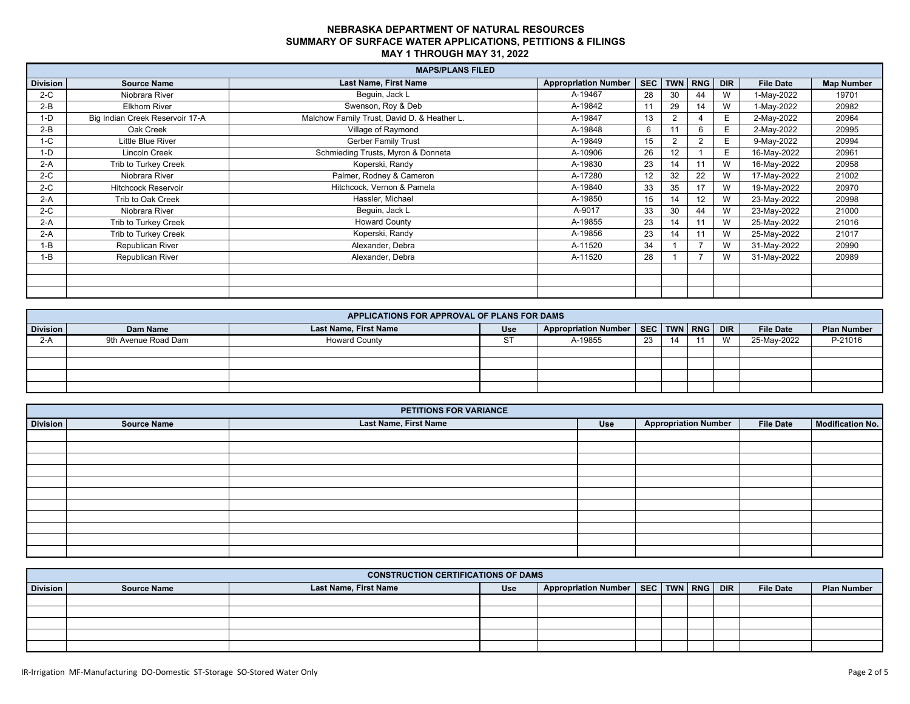# NEBRASKA DEPARTMENT OF NATURAL RESOURCES
## SUMMARY OF SURFACE WATER APPLICATIONS, PETITIONS & FILINGS
### MAY 1 THROUGH MAY 31, 2022

**MAPS/PLANS FILED**

| Division | Source Name | Last Name, First Name | Appropriation Number | SEC | TWN | RNG | DIR | File Date | Map Number |
|---|---|---|---|---|---|---|---|---|---|
| 2-C | Niobrara River | Beguin, Jack L | A-19467 | 28 | 30 | 44 | W | 1-May-2022 | 19701 |
| 2-B | Elkhorn River | Swenson, Roy & Deb | A-19842 | 11 | 29 | 14 | W | 1-May-2022 | 20982 |
| 1-D | Big Indian Creek Reservoir 17-A | Malchow Family Trust, David D. & Heather L. | A-19847 | 13 | 2 | 4 | E | 2-May-2022 | 20964 |
| 2-B | Oak Creek | Village of Raymond | A-19848 | 6 | 11 | 6 | E | 2-May-2022 | 20995 |
| 1-C | Little Blue River | Gerber Family Trust | A-19849 | 15 | 2 | 2 | E | 9-May-2022 | 20994 |
| 1-D | Lincoln Creek | Schmieding Trusts, Myron & Donneta | A-10906 | 26 | 12 | 1 | E | 16-May-2022 | 20961 |
| 2-A | Trib to Turkey Creek | Koperski, Randy | A-19830 | 23 | 14 | 11 | W | 16-May-2022 | 20958 |
| 2-C | Niobrara River | Palmer, Rodney & Cameron | A-17280 | 12 | 32 | 22 | W | 17-May-2022 | 21002 |
| 2-C | Hitchcock Reservoir | Hitchcock, Vernon & Pamela | A-19840 | 33 | 35 | 17 | W | 19-May-2022 | 20970 |
| 2-A | Trib to Oak Creek | Hassler, Michael | A-19850 | 15 | 14 | 12 | W | 23-May-2022 | 20998 |
| 2-C | Niobrara River | Beguin, Jack L | A-9017 | 33 | 30 | 44 | W | 23-May-2022 | 21000 |
| 2-A | Trib to Turkey Creek | Howard County | A-19855 | 23 | 14 | 11 | W | 25-May-2022 | 21016 |
| 2-A | Trib to Turkey Creek | Koperski, Randy | A-19856 | 23 | 14 | 11 | W | 25-May-2022 | 21017 |
| 1-B | Republican River | Alexander, Debra | A-11520 | 34 | 1 | 7 | W | 31-May-2022 | 20990 |
| 1-B | Republican River | Alexander, Debra | A-11520 | 28 | 1 | 7 | W | 31-May-2022 | 20989 |

**APPLICATIONS FOR APPROVAL OF PLANS FOR DAMS**

| Division | Dam Name | Last Name, First Name | Use | Appropriation Number | SEC | TWN | RNG | DIR | File Date | Plan Number |
|---|---|---|---|---|---|---|---|---|---|---|
| 2-A | 9th Avenue Road Dam | Howard County | ST | A-19855 | 23 | 14 | 11 | W | 25-May-2022 | P-21016 |

**PETITIONS FOR VARIANCE**

| Division | Source Name | Last Name, First Name | Use | Appropriation Number | File Date | Modification No. |
|---|---|---|---|---|---|---|

**CONSTRUCTION CERTIFICATIONS OF DAMS**

| Division | Source Name | Last Name, First Name | Use | Appropriation Number | SEC | TWN | RNG | DIR | File Date | Plan Number |
|---|---|---|---|---|---|---|---|---|---|---|

IR-Irrigation MF-Manufacturing DO-Domestic ST-Storage SO-Stored Water Only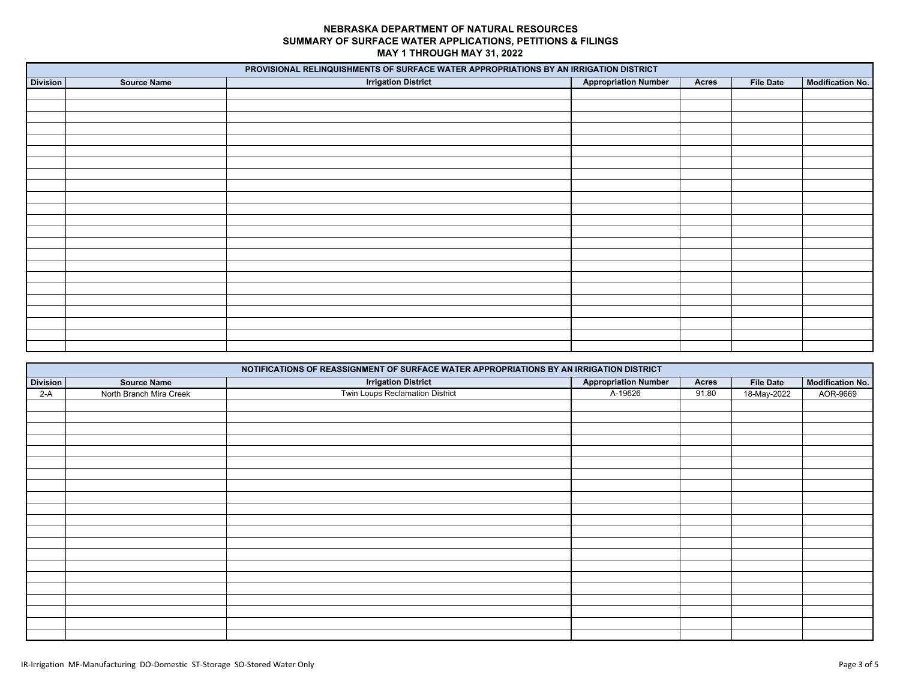# NEBRASKA DEPARTMENT OF NATURAL RESOURCES
## SUMMARY OF SURFACE WATER APPLICATIONS, PETITIONS & FILINGS
### MAY 1 THROUGH MAY 31, 2022

| PROVISIONAL RELINQUISHMENTS OF SURFACE WATER APPROPRIATIONS BY AN IRRIGATION DISTRICT | | | | | | |
|---|---|---|---|---|---|---|
| Division | Source Name | Irrigation District | Appropriation Number | Acres | File Date | Modification No. |

| NOTIFICATIONS OF REASSIGNMENT OF SURFACE WATER APPROPRIATIONS BY AN IRRIGATION DISTRICT | | | | | | |
|---|---|---|---|---|---|---|
| Division | Source Name | Irrigation District | Appropriation Number | Acres | File Date | Modification No. |
| 2-A | North Branch Mira Creek | Twin Loups Reclamation District | A-19626 | 91.80 | 18-May-2022 | AOR-9669 |

IR-Irrigation MF-Manufacturing DO-Domestic ST-Storage SO-Stored Water Only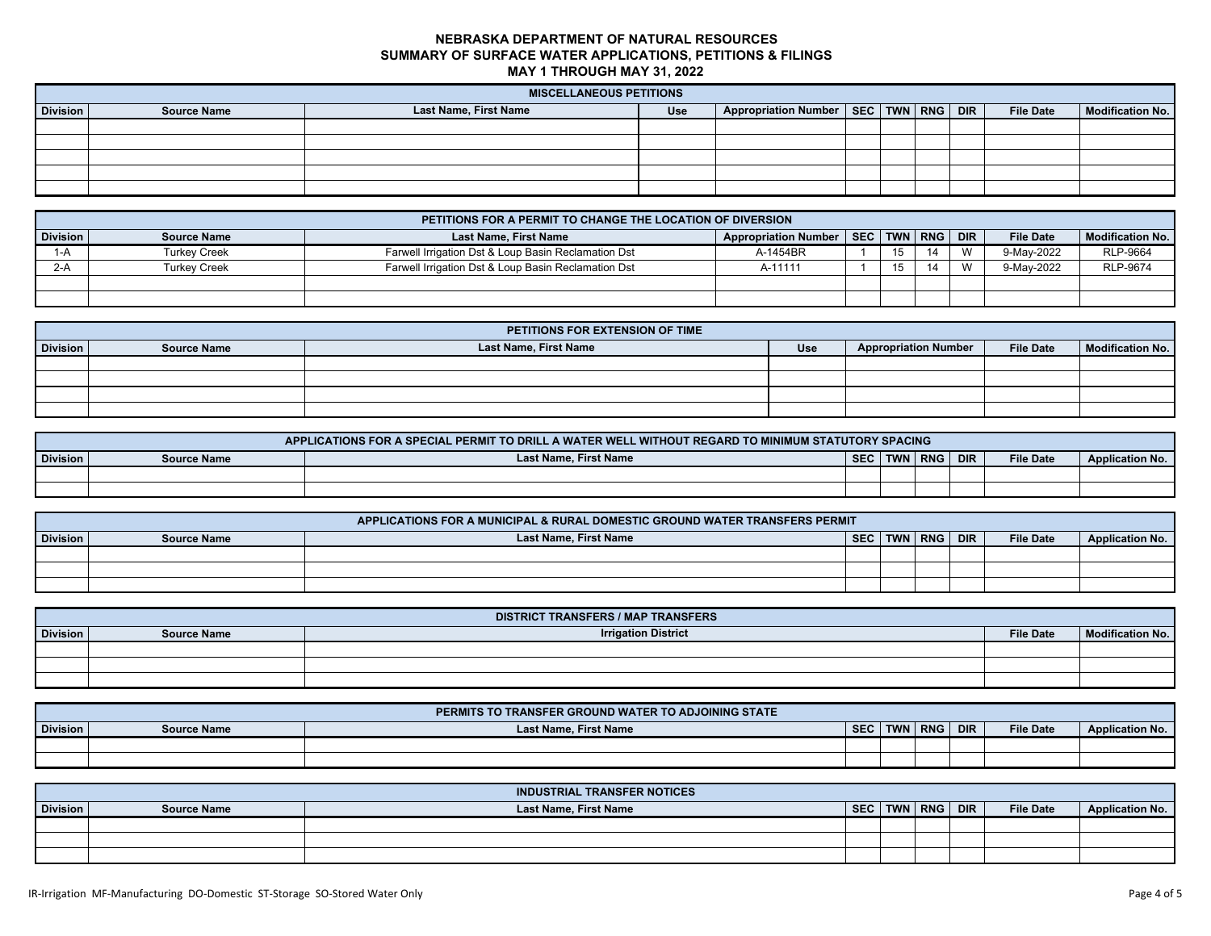# NEBRASKA DEPARTMENT OF NATURAL RESOURCES
## SUMMARY OF SURFACE WATER APPLICATIONS, PETITIONS & FILINGS
### MAY 1 THROUGH MAY 31, 2022

**MISCELLANEOUS PETITIONS**

| Division | Source Name | Last Name, First Name | Use | Appropriation Number | SEC | TWN | RNG | DIR | File Date | Modification No. |
|---|---|---|---|---|---|---|---|---|---|---|
| | | | | | | | | | | |
| | | | | | | | | | | |
| | | | | | | | | | | |
| | | | | | | | | | | |
| | | | | | | | | | | |

**PETITIONS FOR A PERMIT TO CHANGE THE LOCATION OF DIVERSION**

| Division | Source Name | Last Name, First Name | Appropriation Number | SEC | TWN | RNG | DIR | File Date | Modification No. |
|---|---|---|---|---|---|---|---|---|---|
| 1-A | Turkey Creek | Farwell Irrigation Dst & Loup Basin Reclamation Dst | A-1454BR | 1 | 15 | 14 | W | 9-May-2022 | RLP-9664 |
| 2-A | Turkey Creek | Farwell Irrigation Dst & Loup Basin Reclamation Dst | A-11111 | 1 | 15 | 14 | W | 9-May-2022 | RLP-9674 |
| | | | | | | | | | |
| | | | | | | | | | |

**PETITIONS FOR EXTENSION OF TIME**

| Division | Source Name | Last Name, First Name | Use | Appropriation Number | File Date | Modification No. |
|---|---|---|---|---|---|---|
| | | | | | | |
| | | | | | | |
| | | | | | | |
| | | | | | | |

**APPLICATIONS FOR A SPECIAL PERMIT TO DRILL A WATER WELL WITHOUT REGARD TO MINIMUM STATUTORY SPACING**

| Division | Source Name | Last Name, First Name | SEC | TWN | RNG | DIR | File Date | Application No. |
|---|---|---|---|---|---|---|---|---|
| | | | | | | | | |
| | | | | | | | | |

**APPLICATIONS FOR A MUNICIPAL & RURAL DOMESTIC GROUND WATER TRANSFERS PERMIT**

| Division | Source Name | Last Name, First Name | SEC | TWN | RNG | DIR | File Date | Application No. |
|---|---|---|---|---|---|---|---|---|
| | | | | | | | | |
| | | | | | | | | |
| | | | | | | | | |

**DISTRICT TRANSFERS / MAP TRANSFERS**

| Division | Source Name | Irrigation District | File Date | Modification No. |
|---|---|---|---|---|
| | | | | |
| | | | | |
| | | | | |

**PERMITS TO TRANSFER GROUND WATER TO ADJOINING STATE**

| Division | Source Name | Last Name, First Name | SEC | TWN | RNG | DIR | File Date | Application No. |
|---|---|---|---|---|---|---|---|---|
| | | | | | | | | |
| | | | | | | | | |

**INDUSTRIAL TRANSFER NOTICES**

| Division | Source Name | Last Name, First Name | SEC | TWN | RNG | DIR | File Date | Application No. |
|---|---|---|---|---|---|---|---|---|
| | | | | | | | | |
| | | | | | | | | |
| | | | | | | | | |

IR-Irrigation MF-Manufacturing DO-Domestic ST-Storage SO-Stored Water Only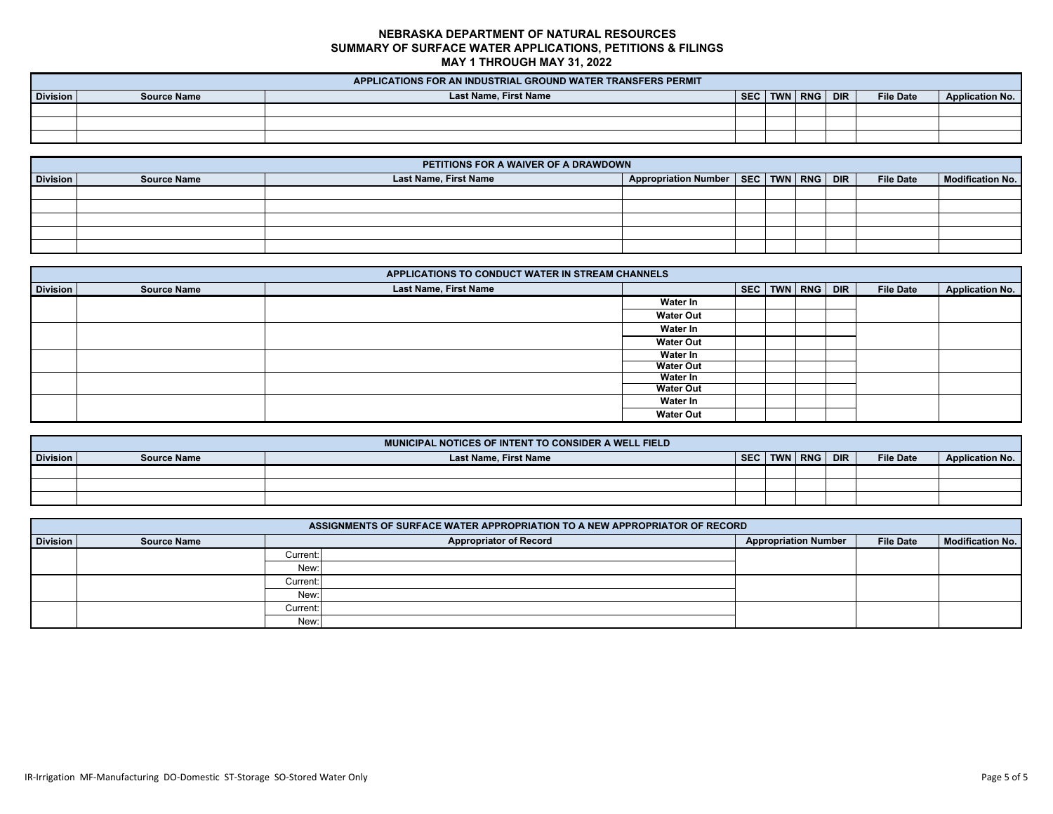# NEBRASKA DEPARTMENT OF NATURAL RESOURCES
## SUMMARY OF SURFACE WATER APPLICATIONS, PETITIONS & FILINGS
### MAY 1 THROUGH MAY 31, 2022

**APPLICATIONS FOR AN INDUSTRIAL GROUND WATER TRANSFERS PERMIT**

| Division | Source Name | Last Name, First Name | SEC | TWN | RNG | DIR | File Date | Application No. |
|---|---|---|---|---|---|---|---|---|
| | | | | | | | | |
| | | | | | | | | |
| | | | | | | | | |

**PETITIONS FOR A WAIVER OF A DRAWDOWN**

| Division | Source Name | Last Name, First Name | Appropriation Number | SEC | TWN | RNG | DIR | File Date | Modification No. |
|---|---|---|---|---|---|---|---|---|---|
| | | | | | | | | | |
| | | | | | | | | | |
| | | | | | | | | | |
| | | | | | | | | | |
| | | | | | | | | | |

**APPLICATIONS TO CONDUCT WATER IN STREAM CHANNELS**

| Division | Source Name | Last Name, First Name | | SEC | TWN | RNG | DIR | File Date | Application No. |
|---|---|---|---|---|---|---|---|---|---|
| | | | Water In | | | | | | |
| | | | Water Out | | | | | | |
| | | | Water In | | | | | | |
| | | | Water Out | | | | | | |
| | | | Water In | | | | | | |
| | | | Water Out | | | | | | |
| | | | Water In | | | | | | |
| | | | Water Out | | | | | | |
| | | | Water In | | | | | | |
| | | | Water Out | | | | | | |

**MUNICIPAL NOTICES OF INTENT TO CONSIDER A WELL FIELD**

| Division | Source Name | Last Name, First Name | SEC | TWN | RNG | DIR | File Date | Application No. |
|---|---|---|---|---|---|---|---|---|
| | | | | | | | | |
| | | | | | | | | |
| | | | | | | | | |

**ASSIGNMENTS OF SURFACE WATER APPROPRIATION TO A NEW APPROPRIATOR OF RECORD**

| Division | Source Name | Appropriator of Record | | Appropriation Number | File Date | Modification No. |
|---|---|---|---|---|---|---|
| | | Current: | | | | |
| | | New: | | | | |
| | | Current: | | | | |
| | | New: | | | | |
| | | Current: | | | | |
| | | New: | | | | |

IR-Irrigation MF-Manufacturing DO-Domestic ST-Storage SO-Stored Water Only